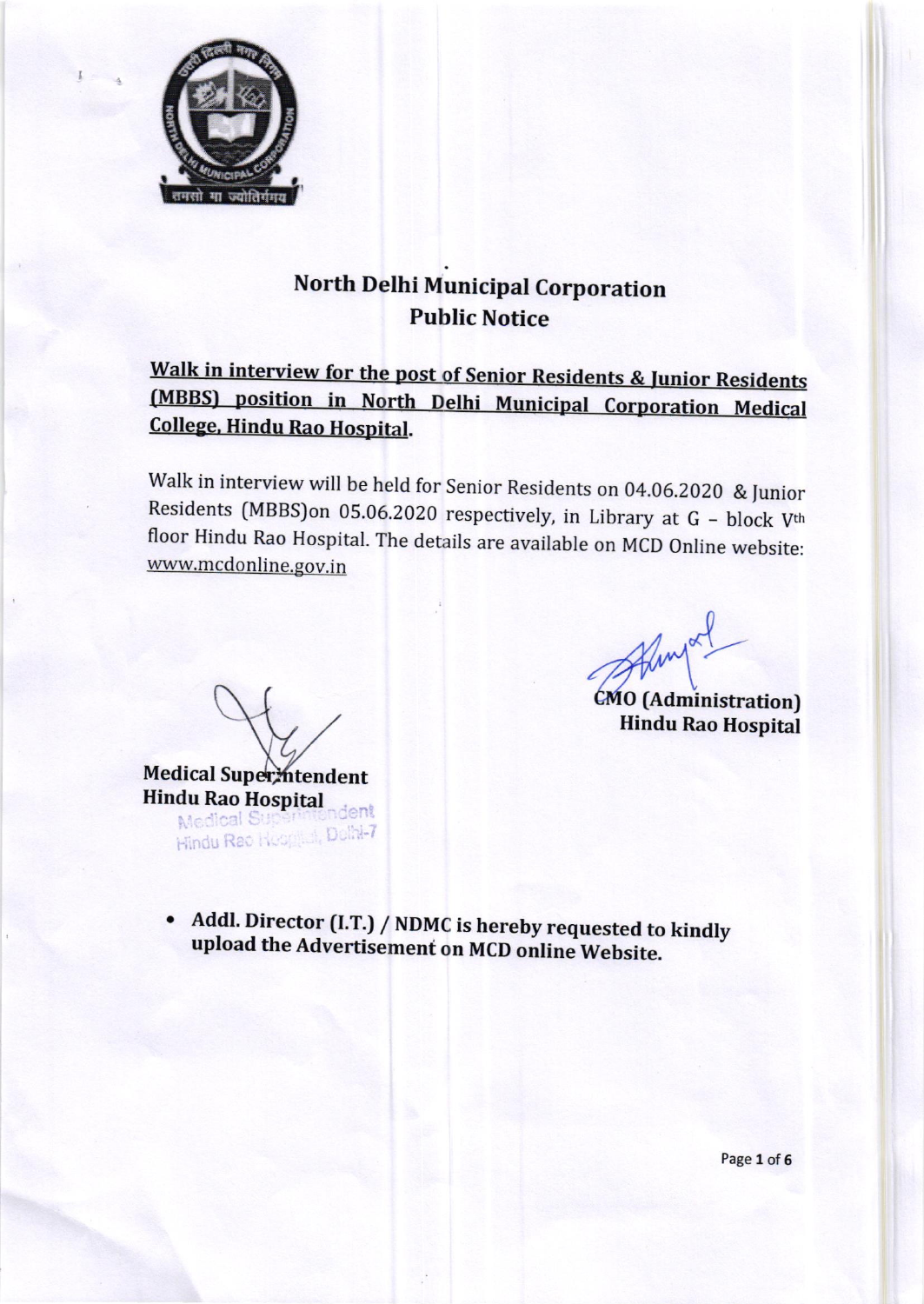# North Delhi Municipal Corporation

## Public Notice

**Walk in interview for the post of Senior Residents & Junior Residents (MBBS) position in North Delhi Municipal Corporation Medical College, Hindu Rao Hospital.**

Walk in interview will be held for Senior Residents on 04.06.2020 & Junior Residents (MBBS)on 05.06.2020 respectively, in Library at G – block V[th] floor Hindu Rao Hospital. The details are available on MCD Online website: www.mcdonline.gov.in

**CMO (Administration)**
**Hindu Rao Hospital**

**Medical Superintendent**
**Hindu Rao Hospital**

- **Addl. Director (I.T.) / NDMC is hereby requested to kindly upload the Advertisement on MCD online Website.**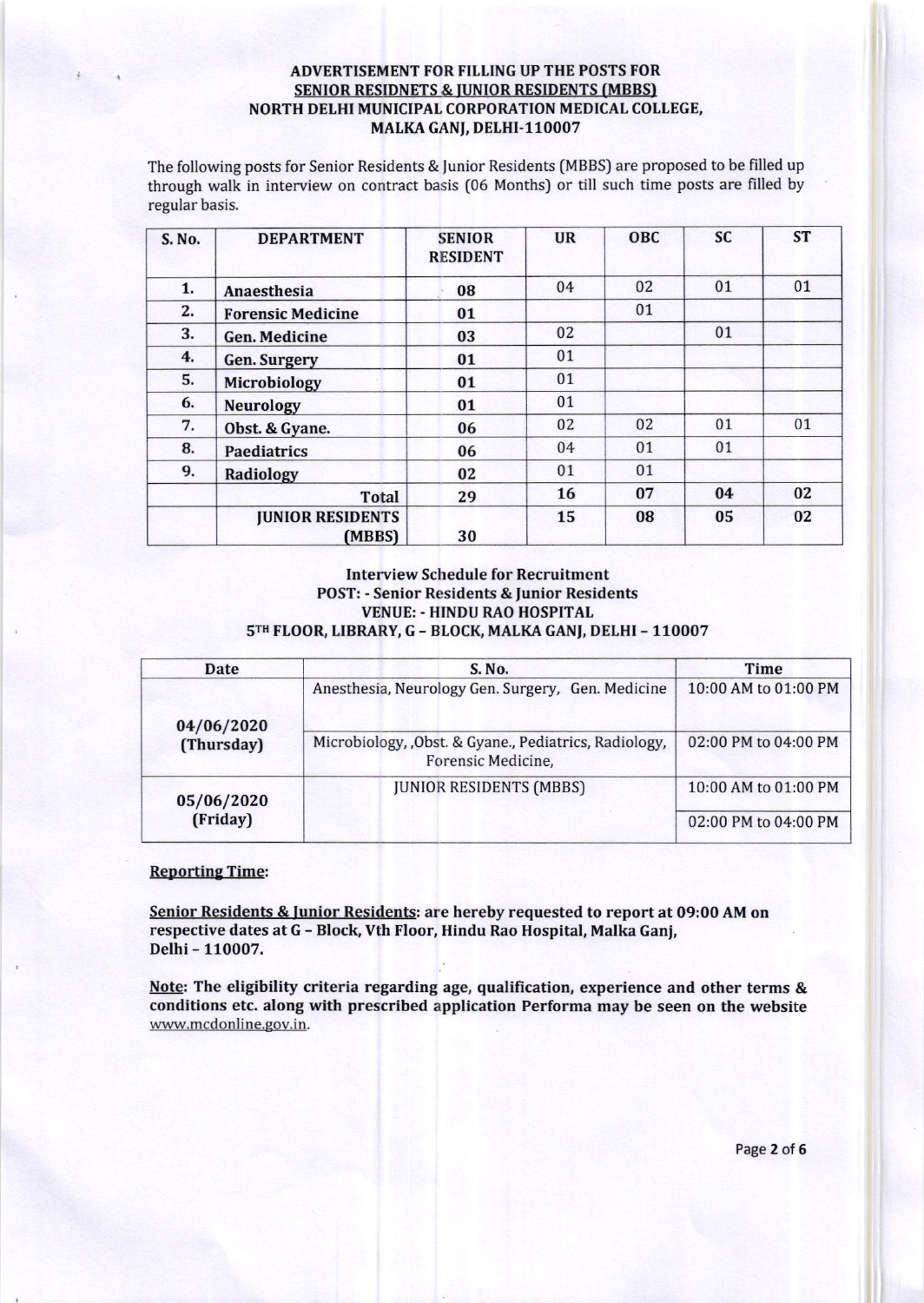## ADVERTISEMENT FOR FILLING UP THE POSTS FOR SENIOR RESIDNETS & JUNIOR RESIDENTS (MBBS) NORTH DELHI MUNICIPAL CORPORATION MEDICAL COLLEGE, MALKA GANJ, DELHI-110007

The following posts for Senior Residents & Junior Residents (MBBS) are proposed to be filled up through walk in interview on contract basis (06 Months) or till such time posts are filled by regular basis.

| S. No. | DEPARTMENT | SENIOR RESIDENT | UR | OBC | SC | ST |
|---|---|---|---|---|---|---|
| 1. | **Anaesthesia** | **08** | 04 | 02 | 01 | 01 |
| 2. | **Forensic Medicine** | **01** | | 01 | | |
| 3. | **Gen. Medicine** | **03** | 02 | | 01 | |
| 4. | **Gen. Surgery** | **01** | 01 | | | |
| 5. | **Microbiology** | **01** | 01 | | | |
| 6. | **Neurology** | **01** | 01 | | | |
| 7. | **Obst. & Gyane.** | **06** | 02 | 02 | 01 | 01 |
| 8. | **Paediatrics** | **06** | 04 | 01 | 01 | |
| 9. | **Radiology** | **02** | 01 | 01 | | |
| | **Total** | **29** | **16** | **07** | **04** | **02** |
| | **JUNIOR RESIDENTS (MBBS)** | **30** | **15** | **08** | **05** | **02** |

### Interview Schedule for Recruitment
### POST: - Senior Residents & Junior Residents
### VENUE: - HINDU RAO HOSPITAL
### 5TH FLOOR, LIBRARY, G – BLOCK, MALKA GANJ, DELHI – 110007

| Date | S. No. | Time |
|---|---|---|
| **04/06/2020 (Thursday)** | Anesthesia, Neurology Gen. Surgery, Gen. Medicine | 10:00 AM to 01:00 PM |
| | Microbiology, ,Obst. & Gyane., Pediatrics, Radiology, Forensic Medicine, | 02:00 PM to 04:00 PM |
| **05/06/2020 (Friday)** | JUNIOR RESIDENTS (MBBS) | 10:00 AM to 01:00 PM |
| | | 02:00 PM to 04:00 PM |

**Reporting Time:**

**Senior Residents & Junior Residents: are hereby requested to report at 09:00 AM on respective dates at G – Block, Vth Floor, Hindu Rao Hospital, Malka Ganj, Delhi – 110007.**

**Note: The eligibility criteria regarding age, qualification, experience and other terms & conditions etc. along with prescribed application Performa may be seen on the website** www.mcdonline.gov.in.